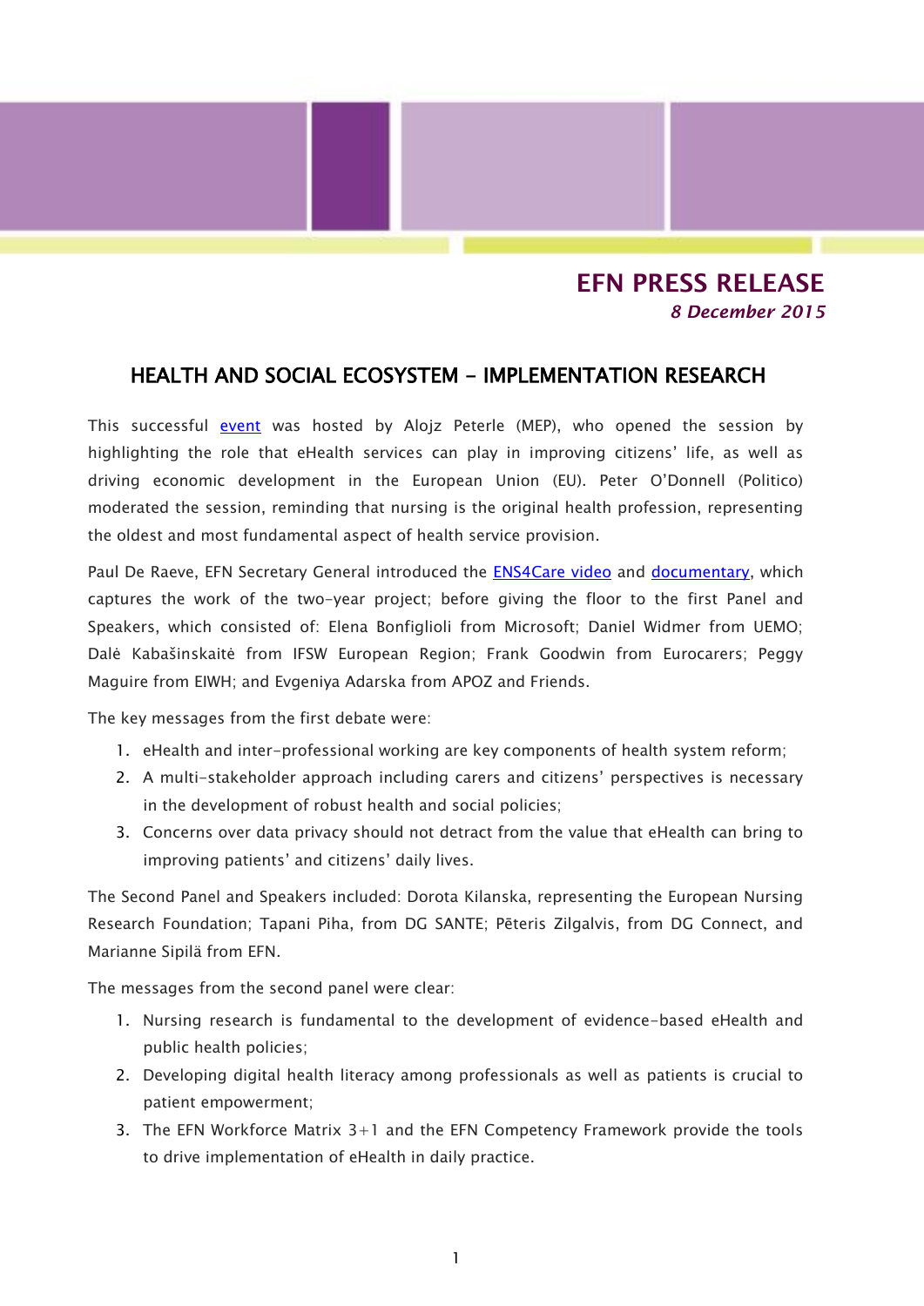## EFN PRESS RELEASE

*8 December 2015*

# HEALTH AND SOCIAL ECOSYSTEM – IMPLEMENTATION RESEARCH

This successful event was hosted by Alojz Peterle (MEP), who opened the session by highlighting the role that eHealth services can play in improving citizens' life, as well as driving economic development in the European Union (EU). Peter O'Donnell (Politico) moderated the session, reminding that nursing is the original health profession, representing the oldest and most fundamental aspect of health service provision.

Paul De Raeve, EFN Secretary General introduced the ENS4Care video and documentary, which captures the work of the two-year project; before giving the floor to the first Panel and Speakers, which consisted of: Elena Bonfiglioli from Microsoft; Daniel Widmer from UEMO; Dalė Kabašinskaitė from IFSW European Region; Frank Goodwin from Eurocarers; Peggy Maguire from EIWH; and Evgeniya Adarska from APOZ and Friends.

The key messages from the first debate were:

1. eHealth and inter-professional working are key components of health system reform;
2. A multi-stakeholder approach including carers and citizens' perspectives is necessary in the development of robust health and social policies;
3. Concerns over data privacy should not detract from the value that eHealth can bring to improving patients' and citizens' daily lives.

The Second Panel and Speakers included: Dorota Kilanska, representing the European Nursing Research Foundation; Tapani Piha, from DG SANTE; Pēteris Zilgalvis, from DG Connect, and Marianne Sipilä from EFN.

The messages from the second panel were clear:

1. Nursing research is fundamental to the development of evidence-based eHealth and public health policies;
2. Developing digital health literacy among professionals as well as patients is crucial to patient empowerment;
3. The EFN Workforce Matrix 3+1 and the EFN Competency Framework provide the tools to drive implementation of eHealth in daily practice.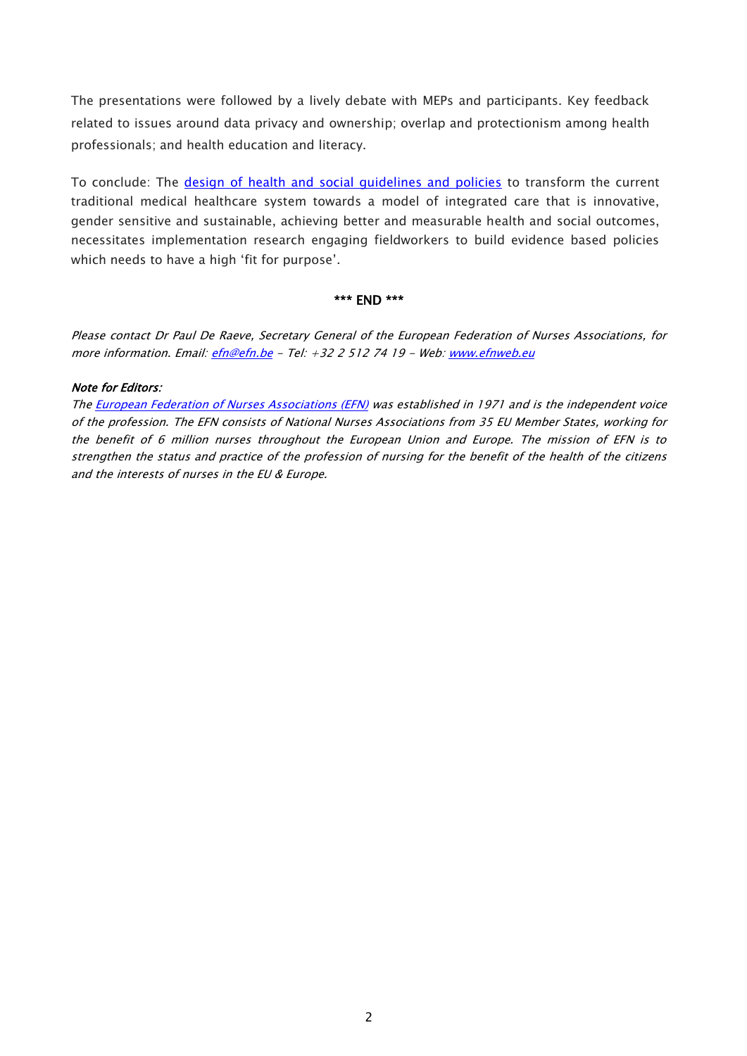The presentations were followed by a lively debate with MEPs and participants. Key feedback related to issues around data privacy and ownership; overlap and protectionism among health professionals; and health education and literacy.

To conclude: The design of health and social guidelines and policies to transform the current traditional medical healthcare system towards a model of integrated care that is innovative, gender sensitive and sustainable, achieving better and measurable health and social outcomes, necessitates implementation research engaging fieldworkers to build evidence based policies which needs to have a high 'fit for purpose'.

**\*\*\* END \*\*\***

*Please contact Dr Paul De Raeve, Secretary General of the European Federation of Nurses Associations, for more information. Email: efn@efn.be – Tel: +32 2 512 74 19 – Web: www.efnweb.eu*

***Note for Editors:***

*The European Federation of Nurses Associations (EFN) was established in 1971 and is the independent voice of the profession. The EFN consists of National Nurses Associations from 35 EU Member States, working for the benefit of 6 million nurses throughout the European Union and Europe. The mission of EFN is to strengthen the status and practice of the profession of nursing for the benefit of the health of the citizens and the interests of nurses in the EU & Europe.*